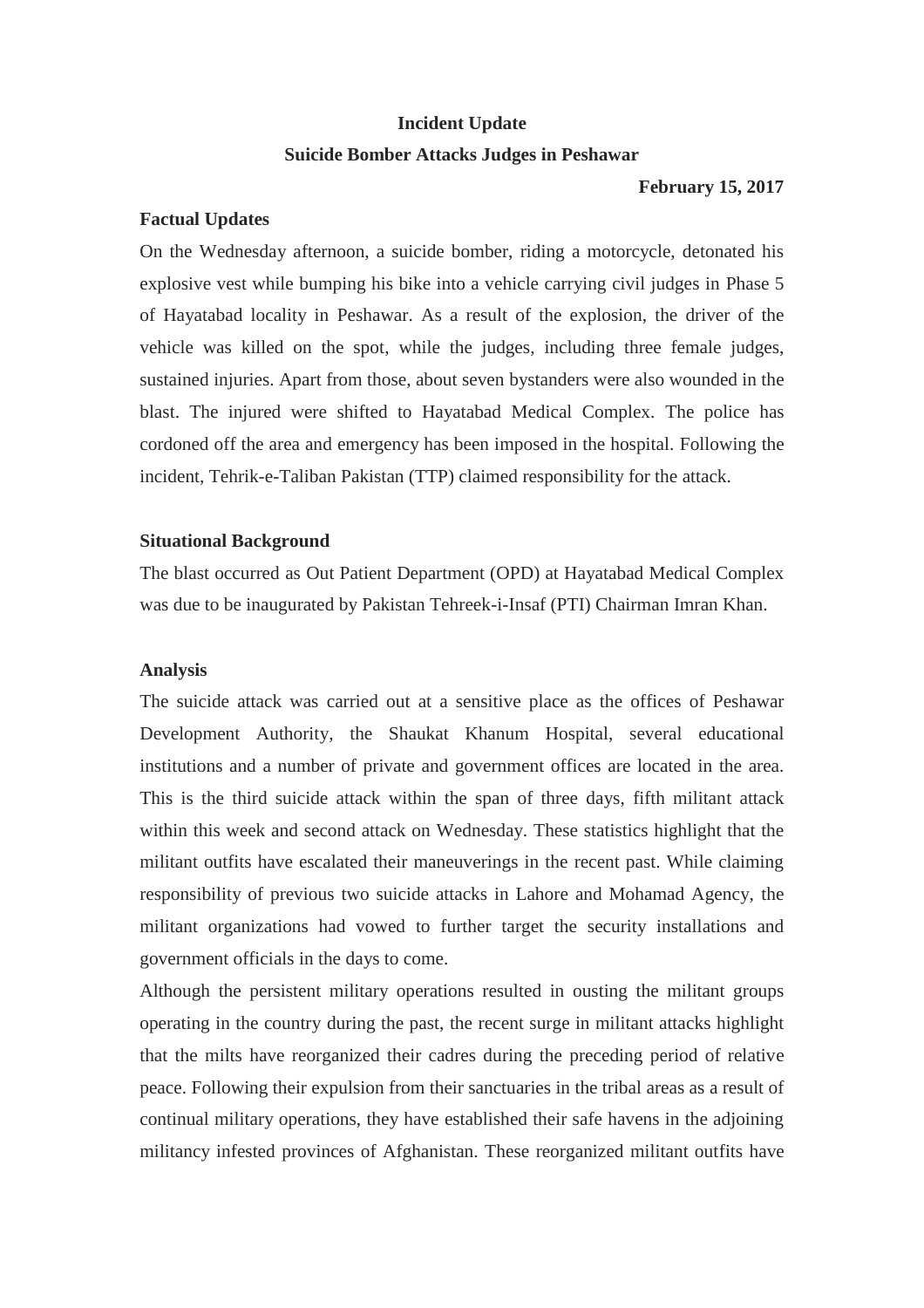# Incident Update

## Suicide Bomber Attacks Judges in Peshawar

**February 15, 2017**

**Factual Updates**

On the Wednesday afternoon, a suicide bomber, riding a motorcycle, detonated his explosive vest while bumping his bike into a vehicle carrying civil judges in Phase 5 of Hayatabad locality in Peshawar. As a result of the explosion, the driver of the vehicle was killed on the spot, while the judges, including three female judges, sustained injuries. Apart from those, about seven bystanders were also wounded in the blast. The injured were shifted to Hayatabad Medical Complex. The police has cordoned off the area and emergency has been imposed in the hospital. Following the incident, Tehrik-e-Taliban Pakistan (TTP) claimed responsibility for the attack.

**Situational Background**

The blast occurred as Out Patient Department (OPD) at Hayatabad Medical Complex was due to be inaugurated by Pakistan Tehreek-i-Insaf (PTI) Chairman Imran Khan.

**Analysis**

The suicide attack was carried out at a sensitive place as the offices of Peshawar Development Authority, the Shaukat Khanum Hospital, several educational institutions and a number of private and government offices are located in the area. This is the third suicide attack within the span of three days, fifth militant attack within this week and second attack on Wednesday. These statistics highlight that the militant outfits have escalated their maneuverings in the recent past. While claiming responsibility of previous two suicide attacks in Lahore and Mohamad Agency, the militant organizations had vowed to further target the security installations and government officials in the days to come.

Although the persistent military operations resulted in ousting the militant groups operating in the country during the past, the recent surge in militant attacks highlight that the milts have reorganized their cadres during the preceding period of relative peace. Following their expulsion from their sanctuaries in the tribal areas as a result of continual military operations, they have established their safe havens in the adjoining militancy infested provinces of Afghanistan. These reorganized militant outfits have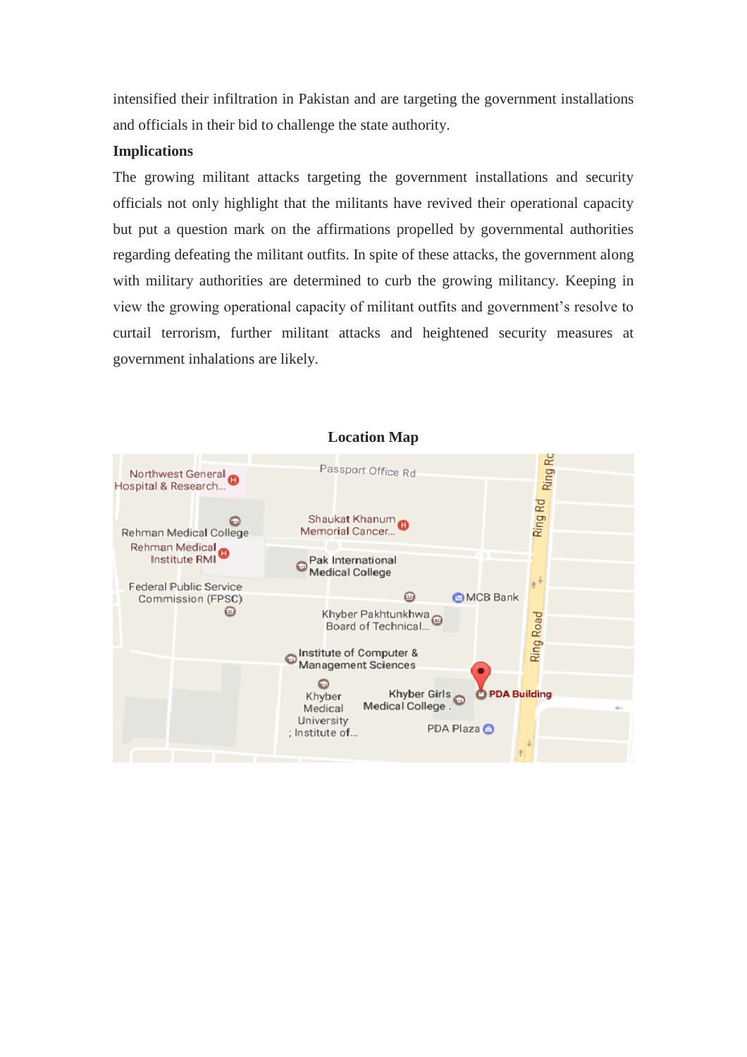intensified their infiltration in Pakistan and are targeting the government installations and officials in their bid to challenge the state authority.

**Implications**

The growing militant attacks targeting the government installations and security officials not only highlight that the militants have revived their operational capacity but put a question mark on the affirmations propelled by governmental authorities regarding defeating the militant outfits. In spite of these attacks, the government along with military authorities are determined to curb the growing militancy. Keeping in view the growing operational capacity of militant outfits and government's resolve to curtail terrorism, further militant attacks and heightened security measures at government inhalations are likely.

**Location Map**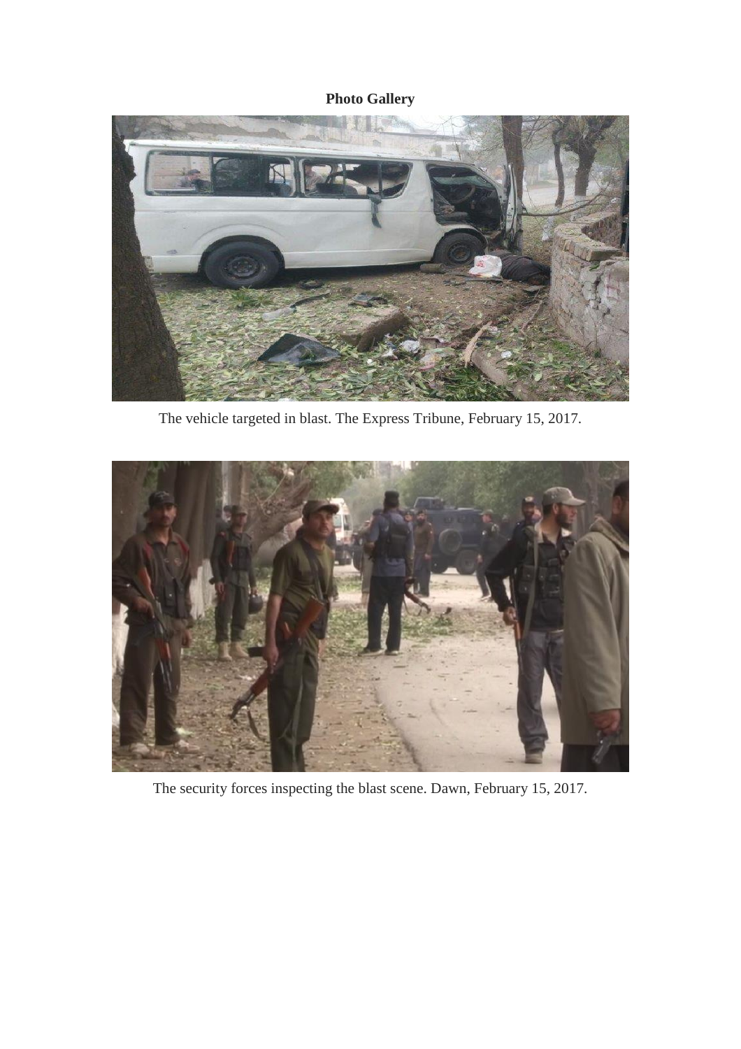**Photo Gallery**

The vehicle targeted in blast. The Express Tribune, February 15, 2017.

The security forces inspecting the blast scene. Dawn, February 15, 2017.